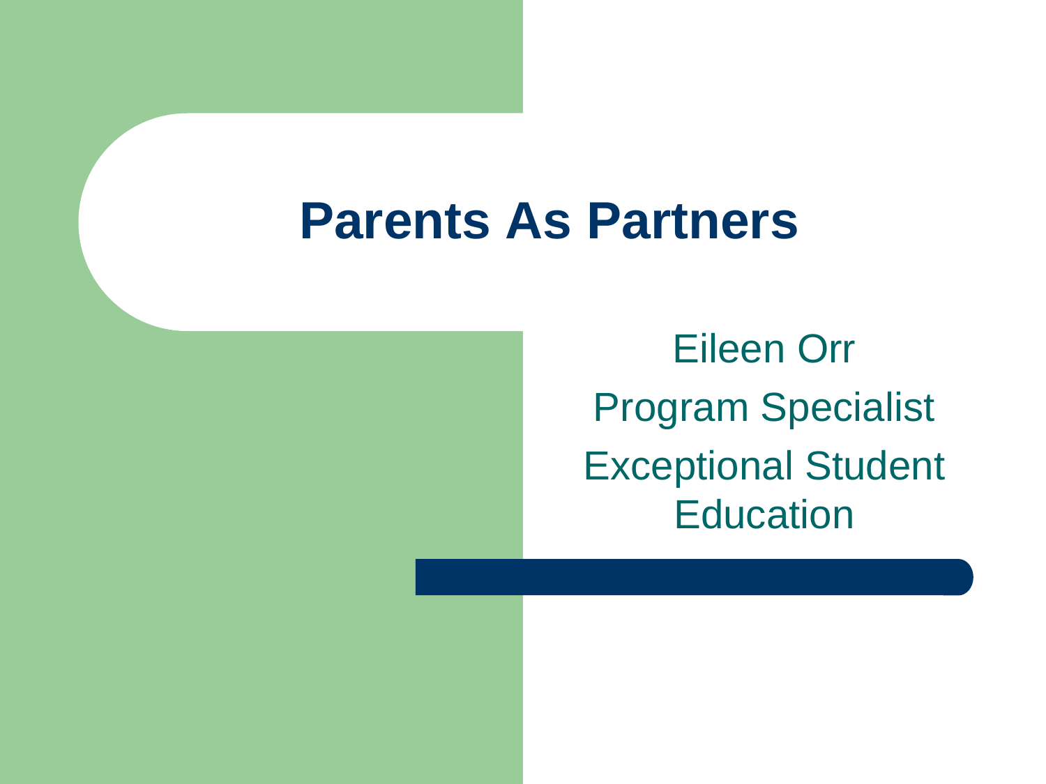# Parents As Partners

Eileen Orr

Program Specialist

Exceptional Student Education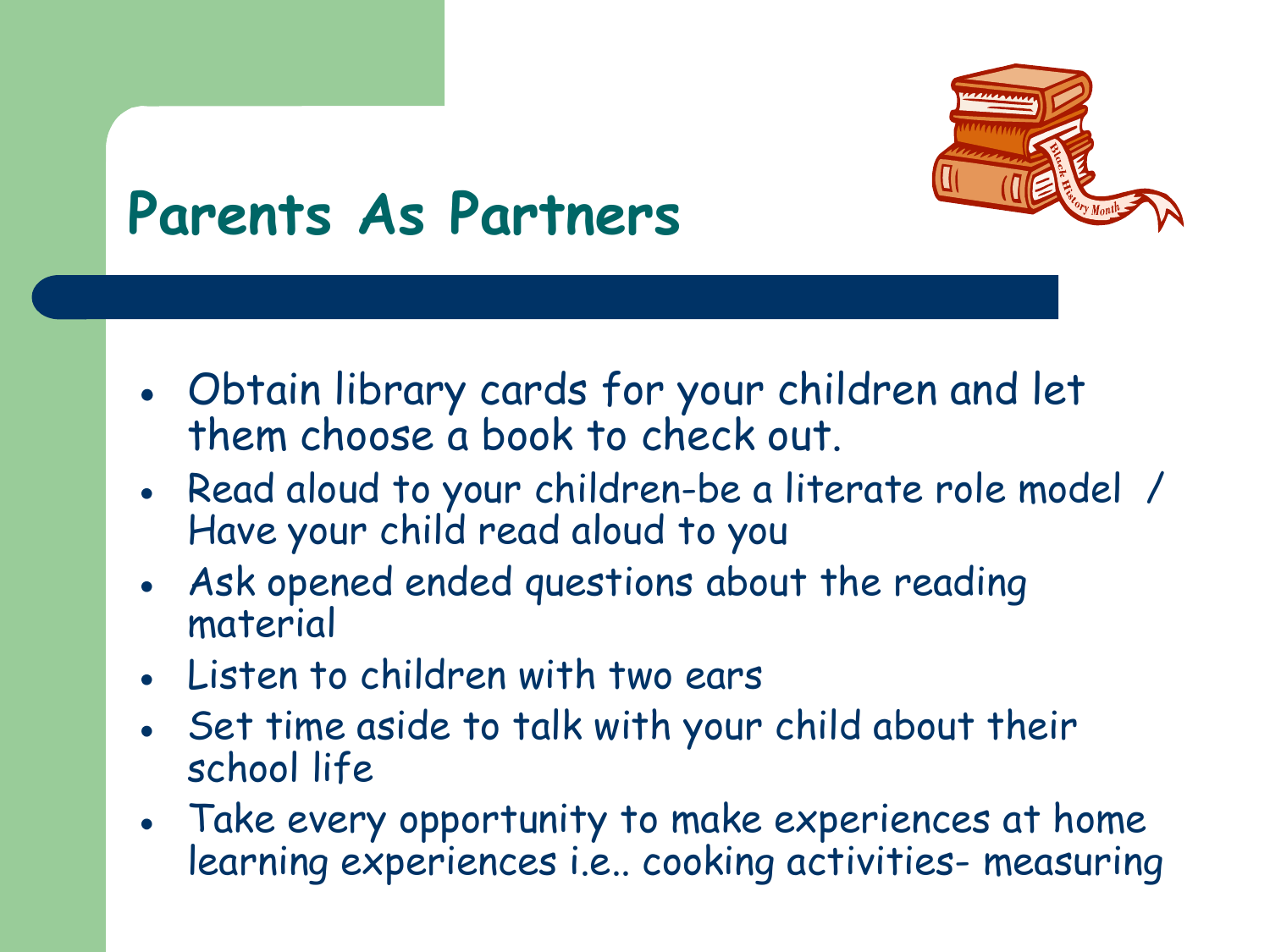# Parents As Partners

- Obtain library cards for your children and let them choose a book to check out.
- Read aloud to your children-be a literate role model / Have your child read aloud to you
- Ask opened ended questions about the reading material
- Listen to children with two ears
- Set time aside to talk with your child about their school life
- Take every opportunity to make experiences at home learning experiences i.e.. cooking activities- measuring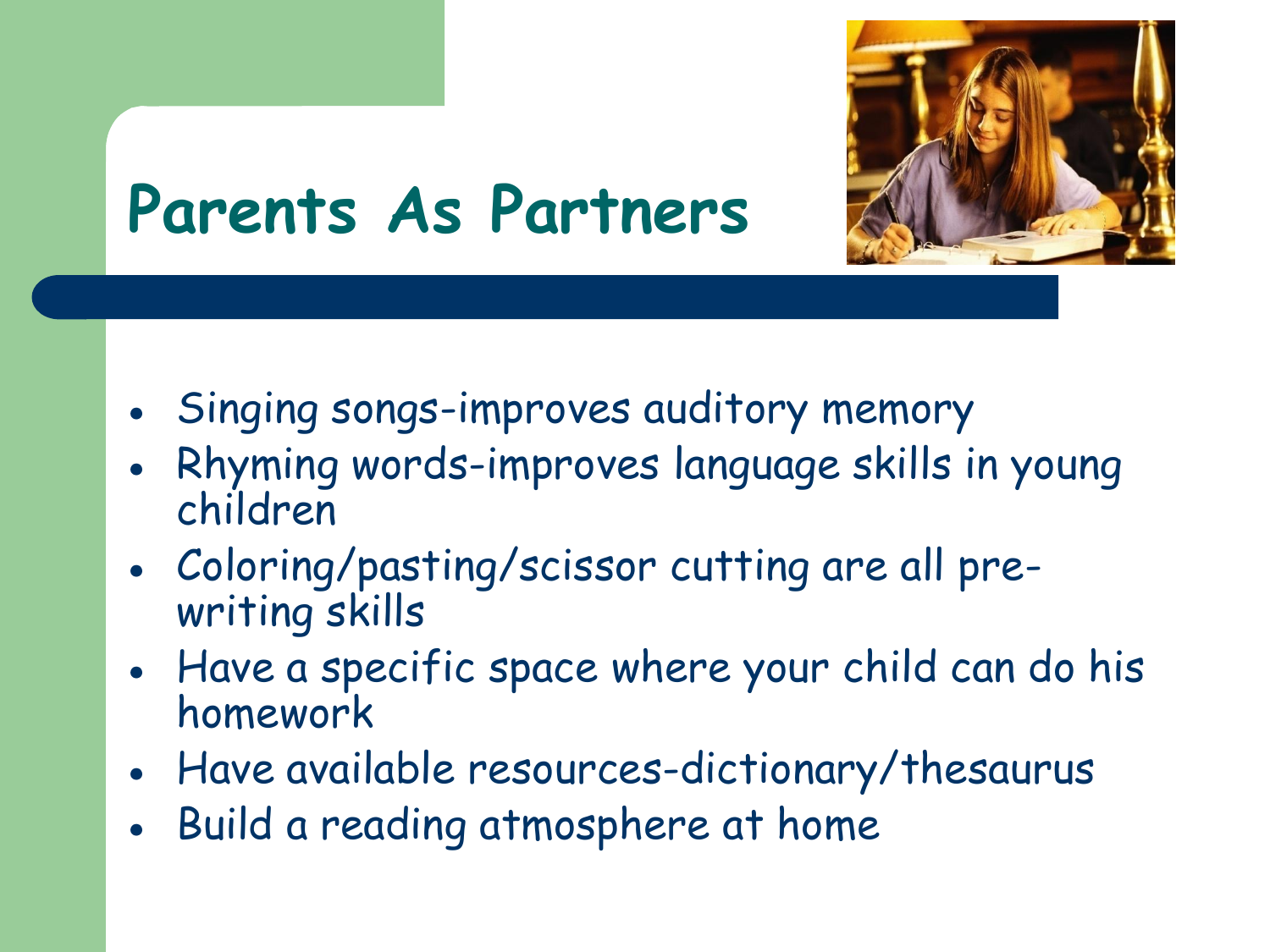# Parents As Partners

- Singing songs-improves auditory memory
- Rhyming words-improves language skills in young children
- Coloring/pasting/scissor cutting are all pre-writing skills
- Have a specific space where your child can do his homework
- Have available resources-dictionary/thesaurus
- Build a reading atmosphere at home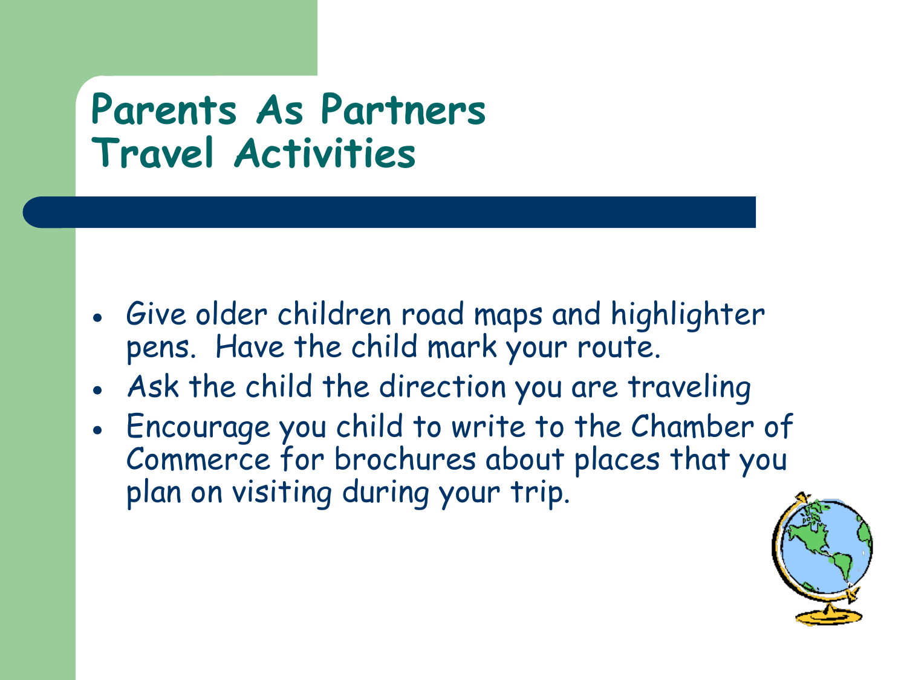# Parents As Partners
# Travel Activities

- Give older children road maps and highlighter pens. Have the child mark your route.
- Ask the child the direction you are traveling
- Encourage you child to write to the Chamber of Commerce for brochures about places that you plan on visiting during your trip.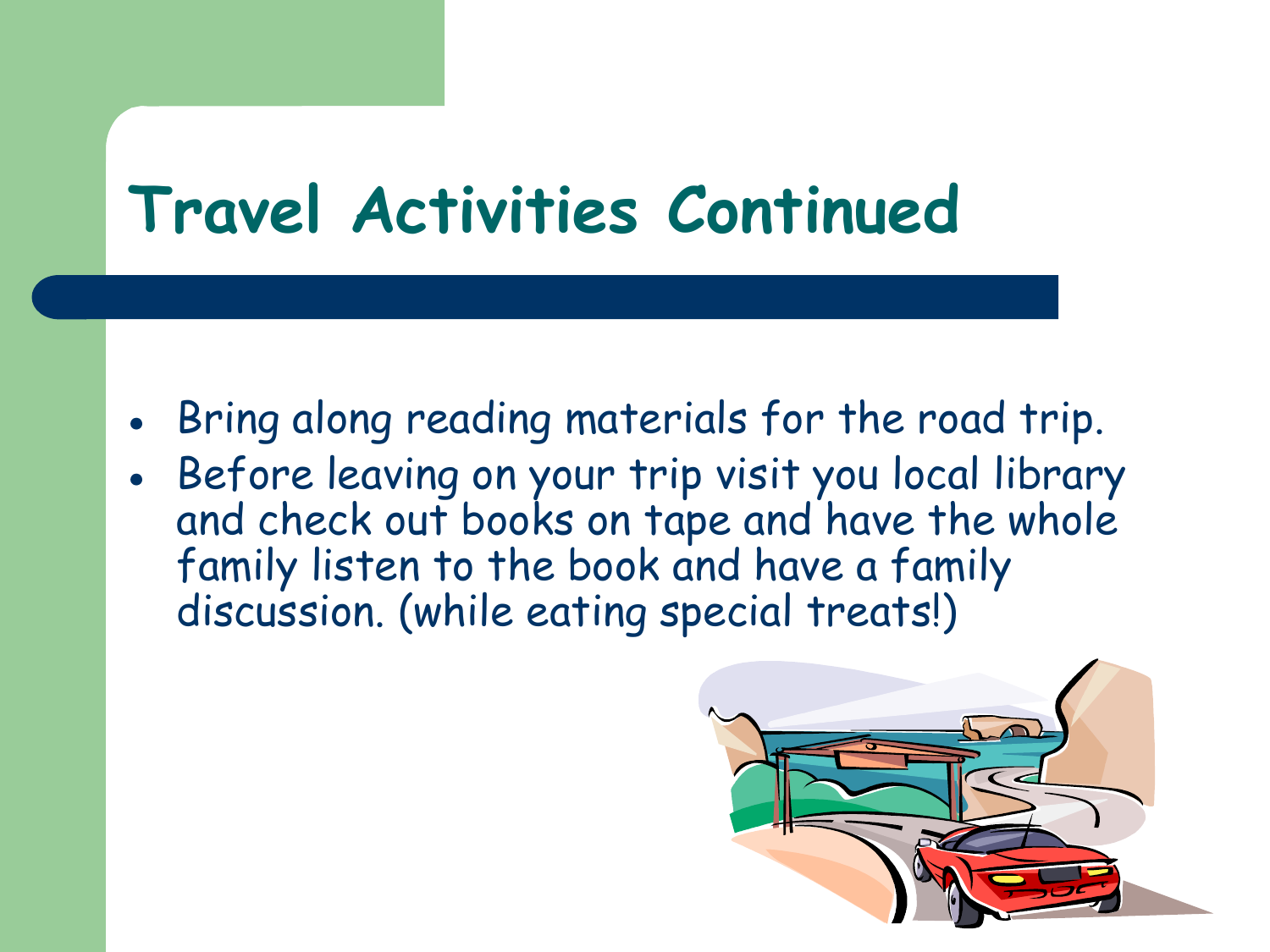# Travel Activities Continued

- Bring along reading materials for the road trip.
- Before leaving on your trip visit you local library and check out books on tape and have the whole family listen to the book and have a family discussion. (while eating special treats!)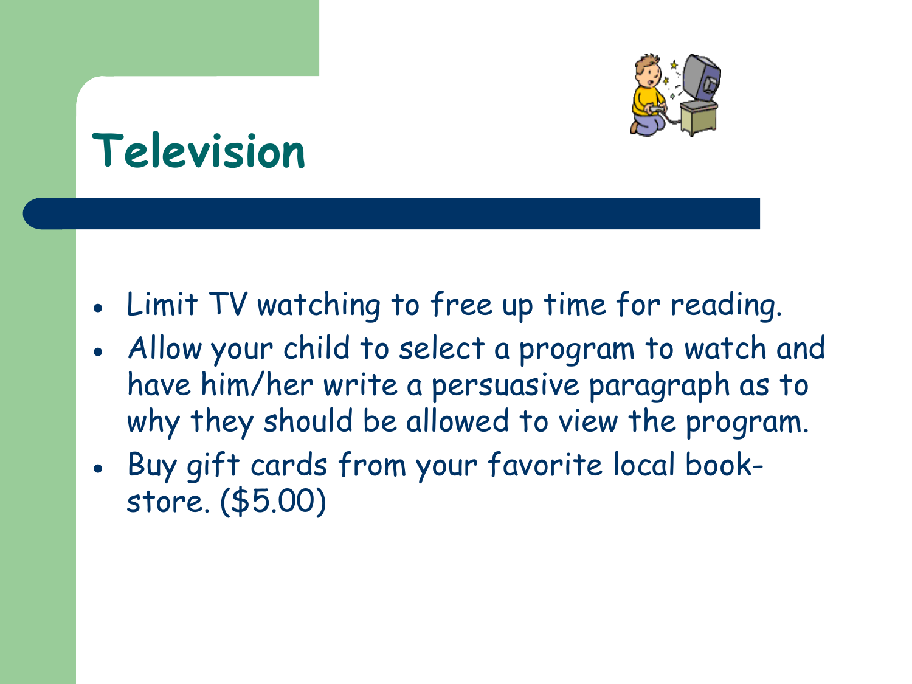# Television

- Limit TV watching to free up time for reading.
- Allow your child to select a program to watch and have him/her write a persuasive paragraph as to why they should be allowed to view the program.
- Buy gift cards from your favorite local book-store. ($5.00)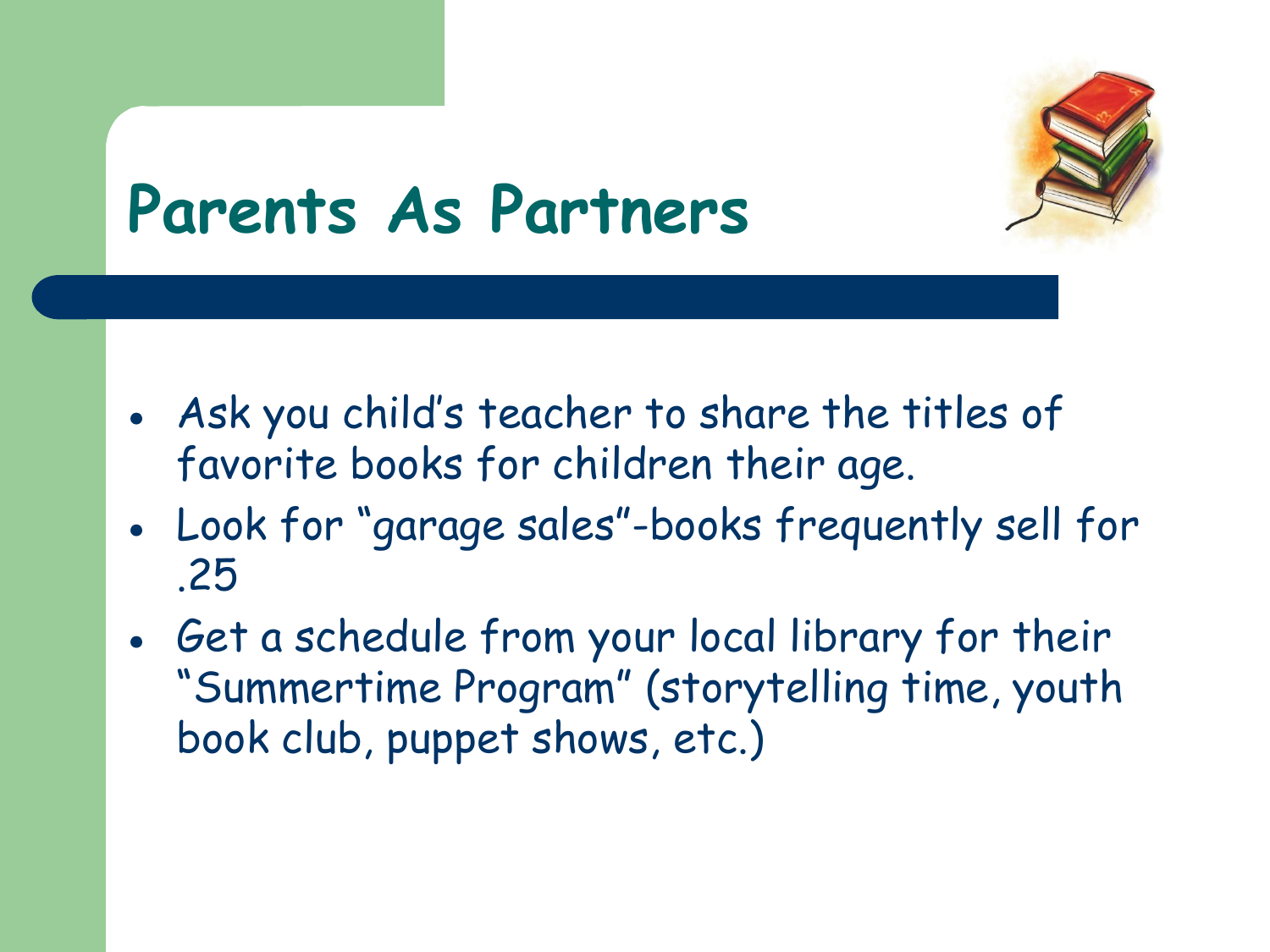# Parents As Partners

- Ask you child's teacher to share the titles of favorite books for children their age.
- Look for "garage sales"-books frequently sell for .25
- Get a schedule from your local library for their "Summertime Program" (storytelling time, youth book club, puppet shows, etc.)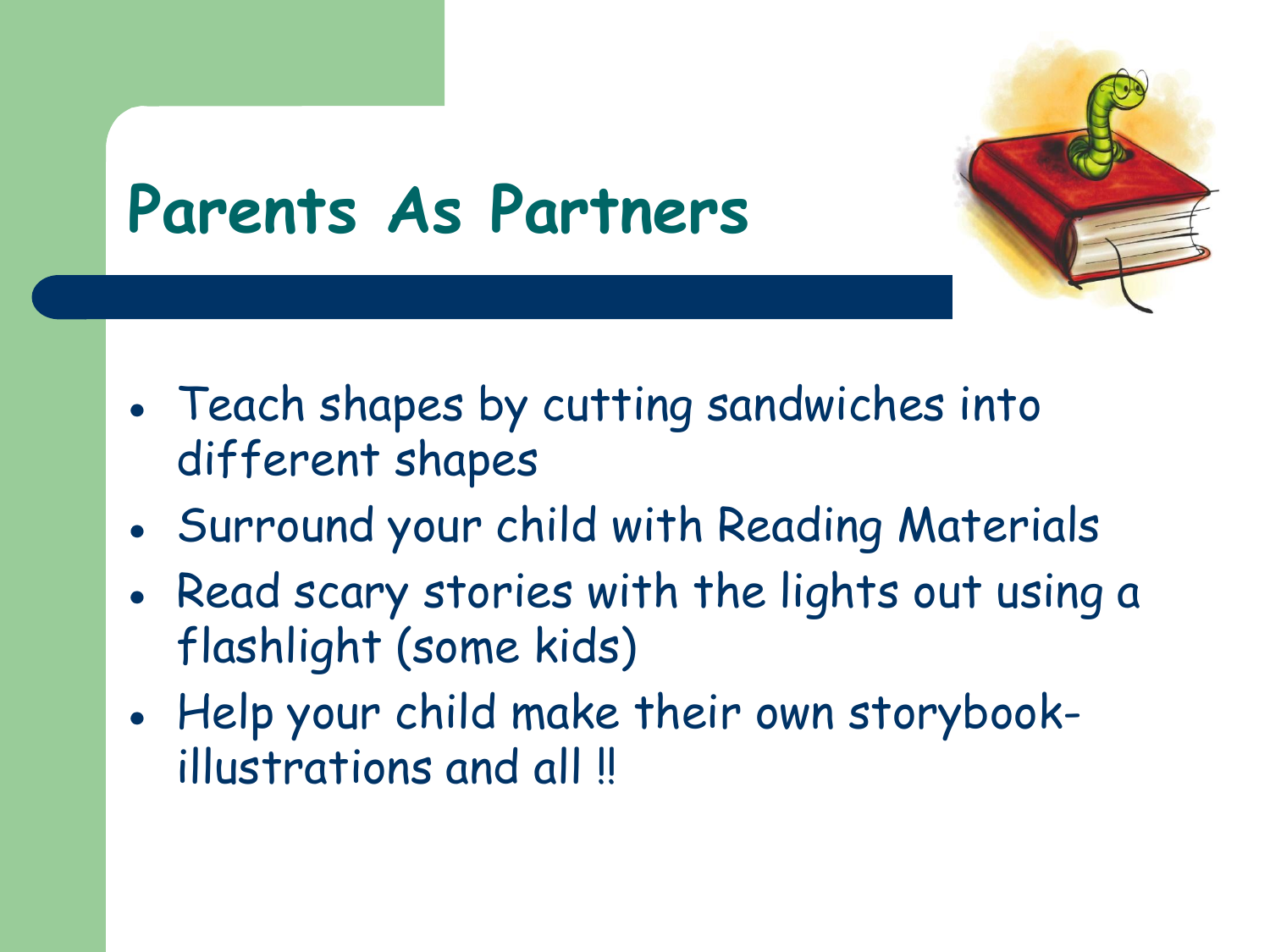# Parents As Partners

- Teach shapes by cutting sandwiches into different shapes
- Surround your child with Reading Materials
- Read scary stories with the lights out using a flashlight (some kids)
- Help your child make their own storybook-illustrations and all !!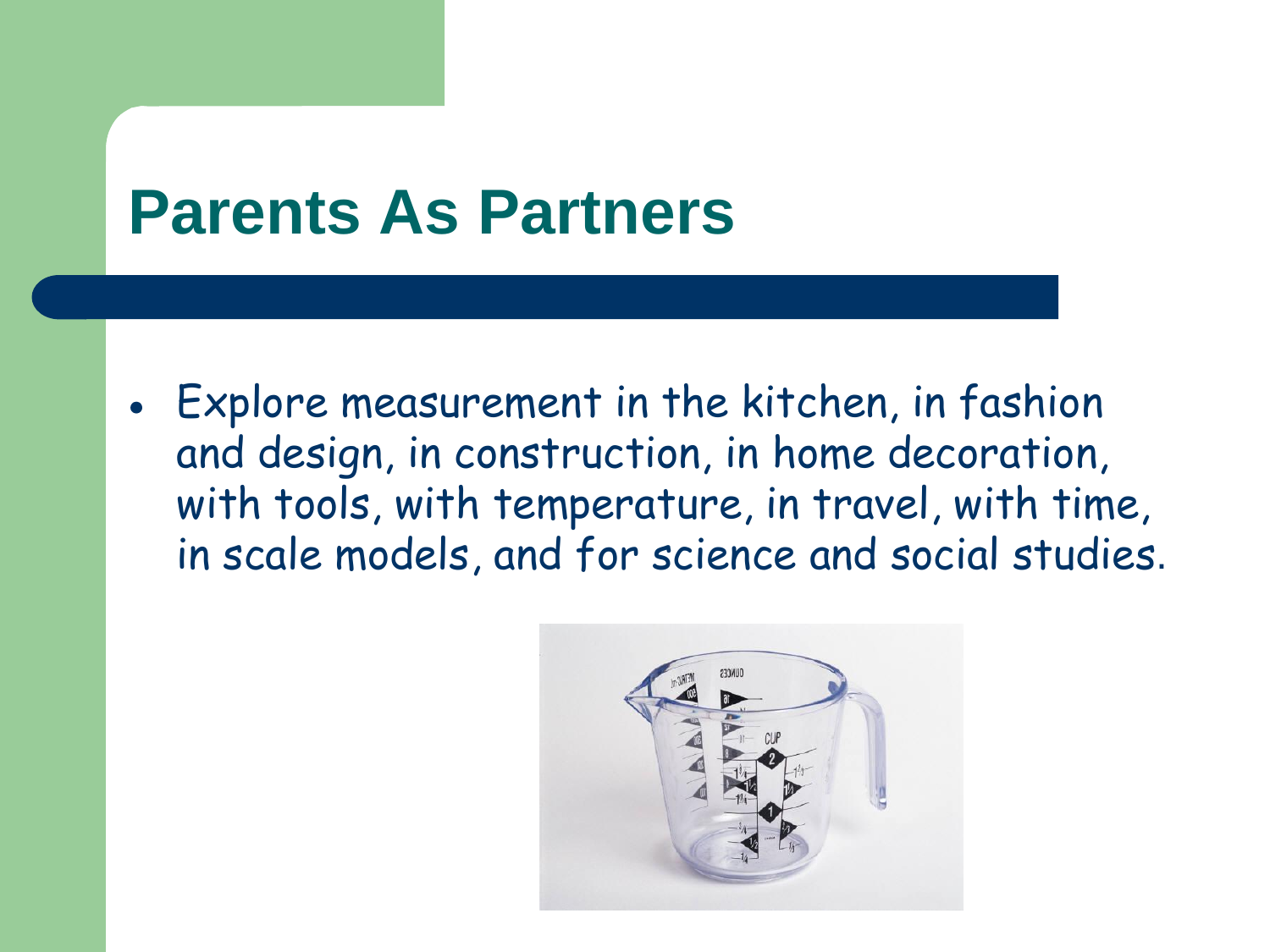# Parents As Partners

- Explore measurement in the kitchen, in fashion and design, in construction, in home decoration, with tools, with temperature, in travel, with time, in scale models, and for science and social studies.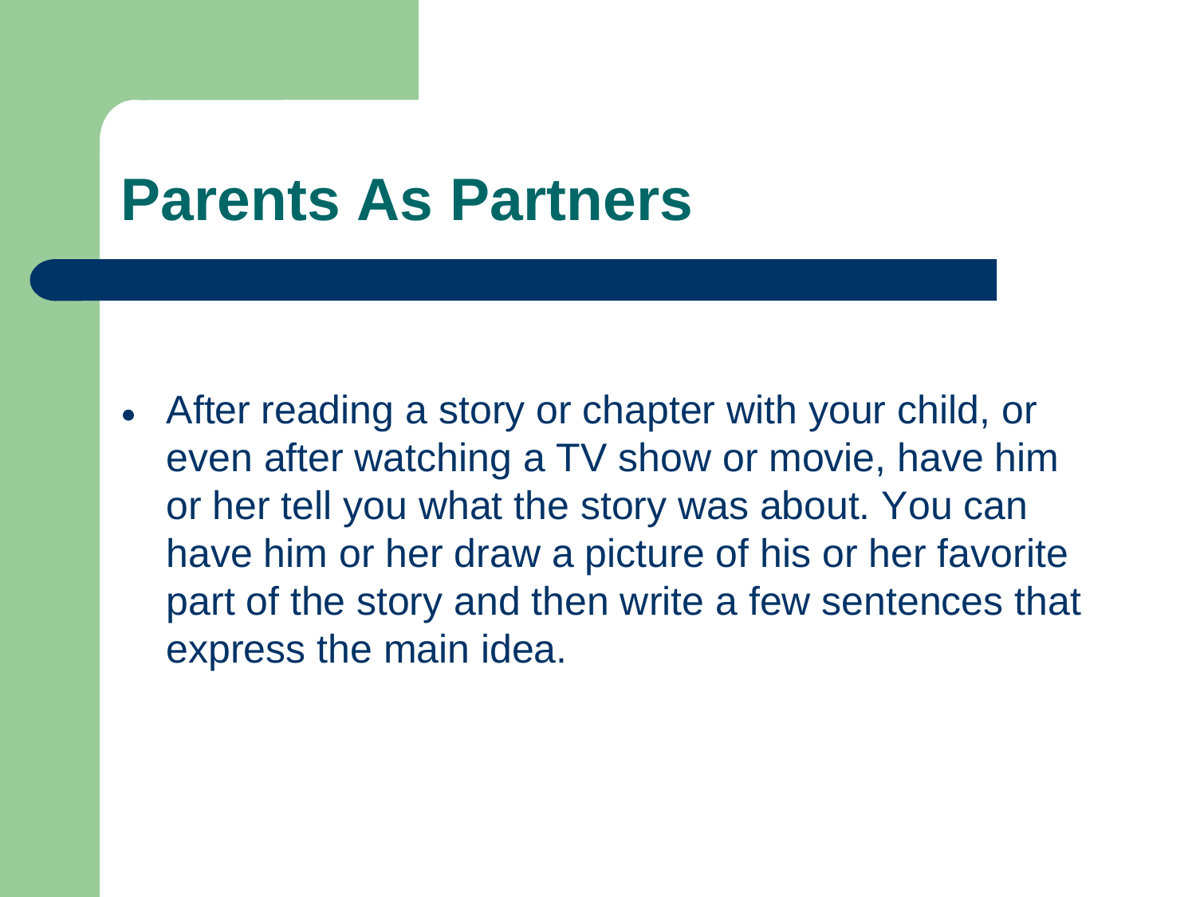# Parents As Partners

- After reading a story or chapter with your child, or even after watching a TV show or movie, have him or her tell you what the story was about. You can have him or her draw a picture of his or her favorite part of the story and then write a few sentences that express the main idea.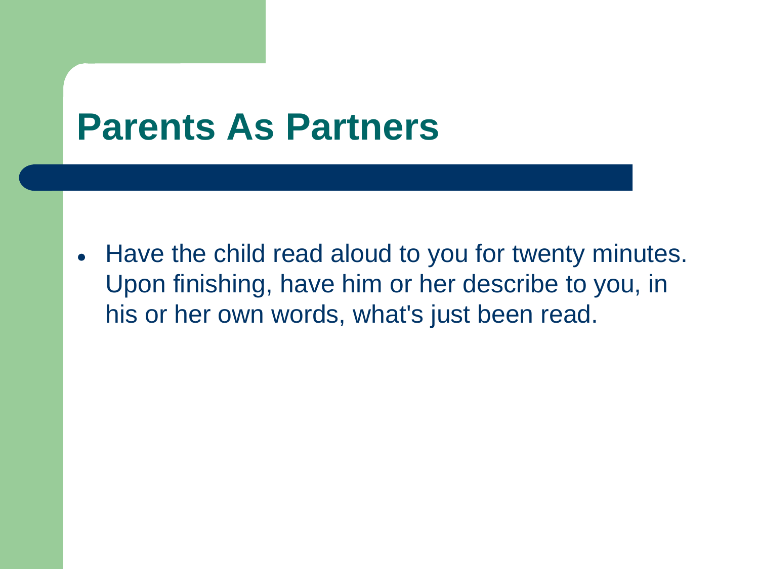# Parents As Partners

- Have the child read aloud to you for twenty minutes. Upon finishing, have him or her describe to you, in his or her own words, what's just been read.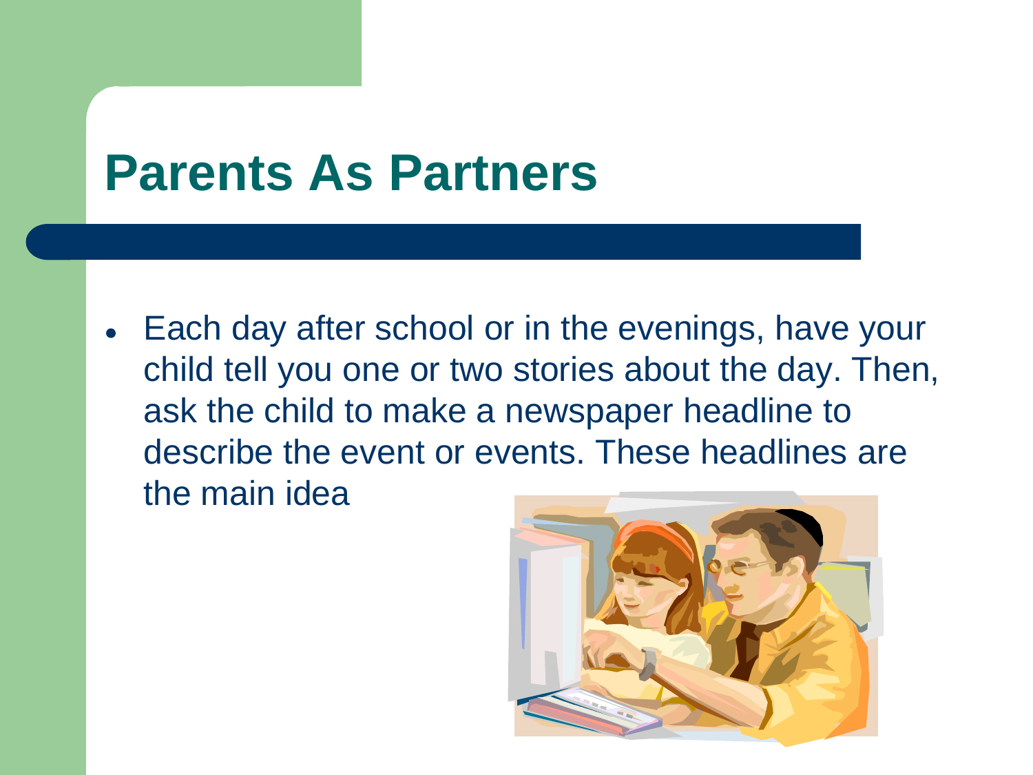# Parents As Partners

- Each day after school or in the evenings, have your child tell you one or two stories about the day. Then, ask the child to make a newspaper headline to describe the event or events. These headlines are the main idea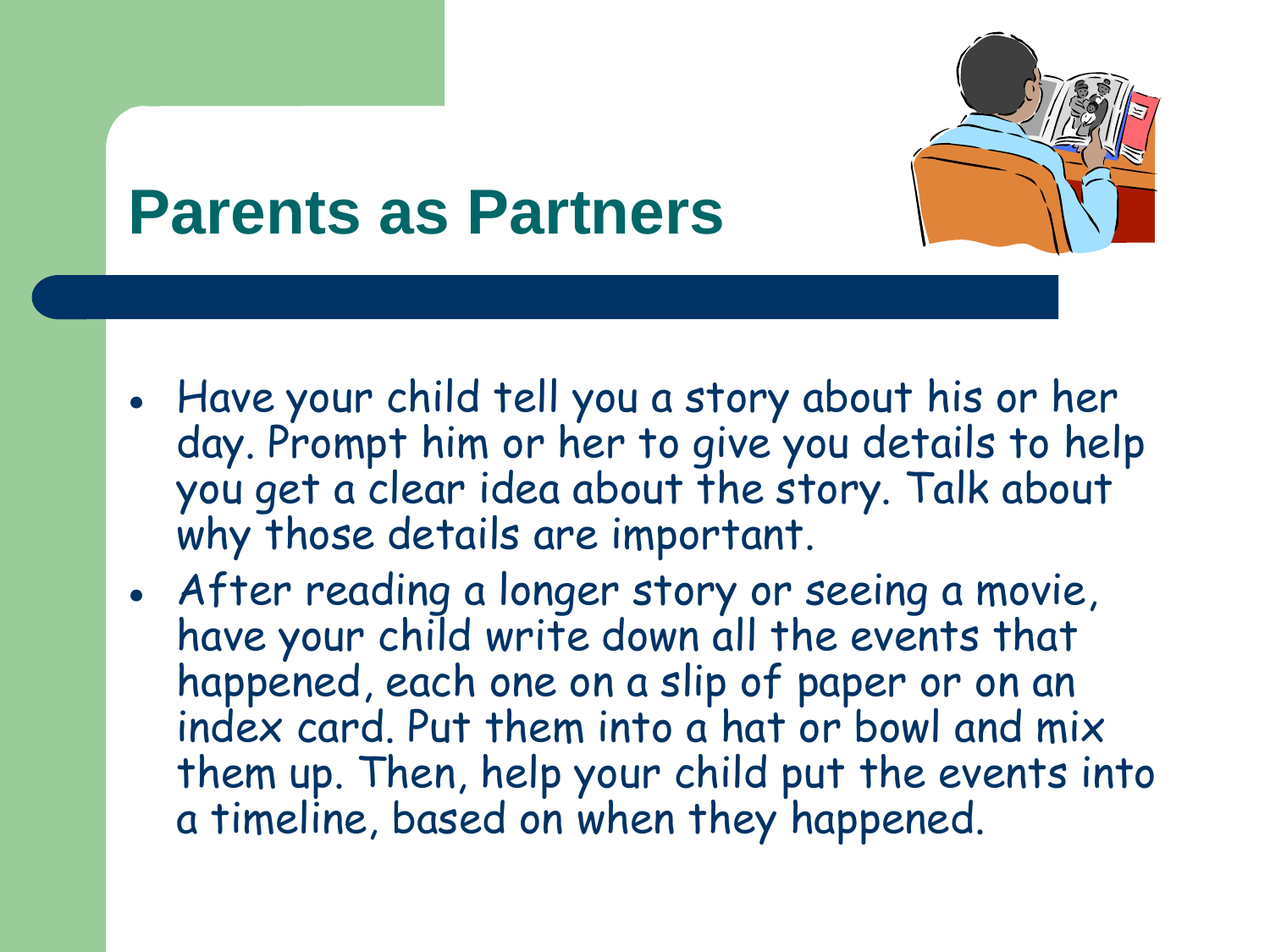# Parents as Partners

- Have your child tell you a story about his or her day. Prompt him or her to give you details to help you get a clear idea about the story. Talk about why those details are important.
- After reading a longer story or seeing a movie, have your child write down all the events that happened, each one on a slip of paper or on an index card. Put them into a hat or bowl and mix them up. Then, help your child put the events into a timeline, based on when they happened.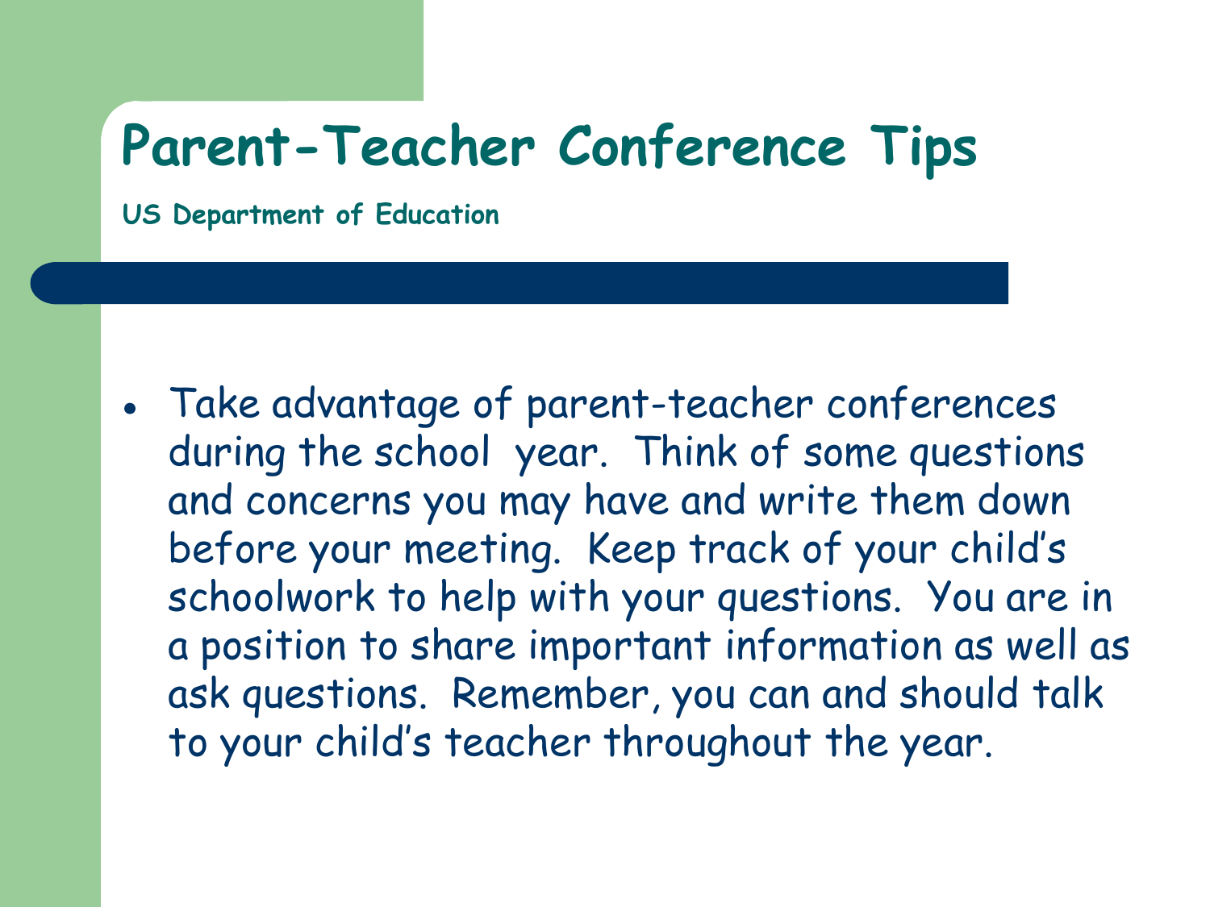# Parent-Teacher Conference Tips

**US Department of Education**

- Take advantage of parent-teacher conferences during the school year. Think of some questions and concerns you may have and write them down before your meeting. Keep track of your child's schoolwork to help with your questions. You are in a position to share important information as well as ask questions. Remember, you can and should talk to your child's teacher throughout the year.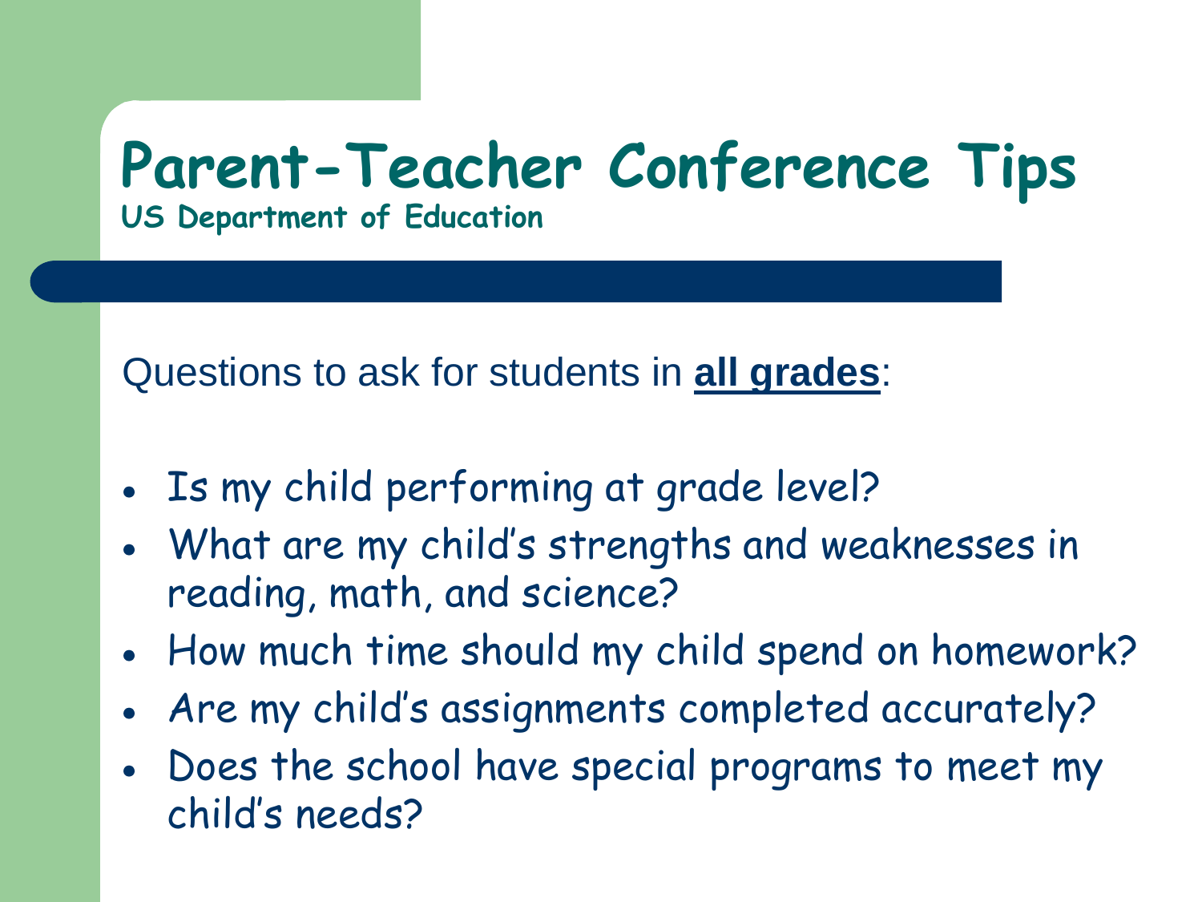# Parent-Teacher Conference Tips

### US Department of Education

Questions to ask for students in **all grades**:

- Is my child performing at grade level?
- What are my child's strengths and weaknesses in reading, math, and science?
- How much time should my child spend on homework?
- Are my child's assignments completed accurately?
- Does the school have special programs to meet my child's needs?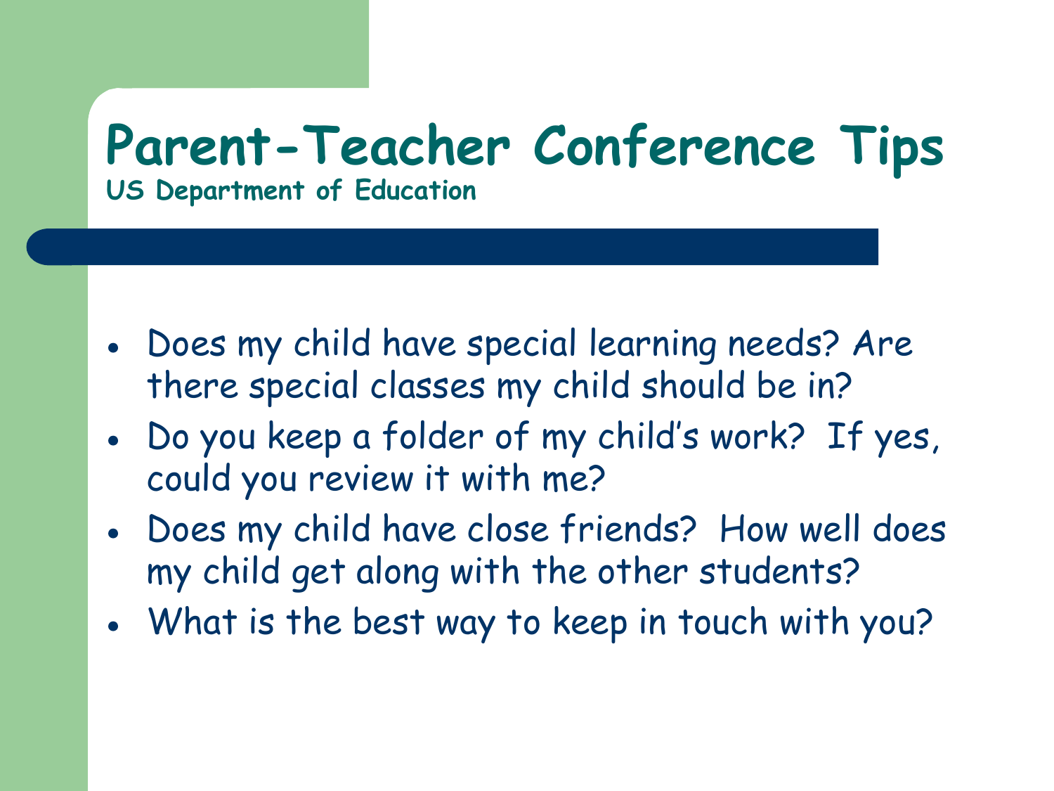# Parent-Teacher Conference Tips

**US Department of Education**

- Does my child have special learning needs? Are there special classes my child should be in?
- Do you keep a folder of my child's work? If yes, could you review it with me?
- Does my child have close friends? How well does my child get along with the other students?
- What is the best way to keep in touch with you?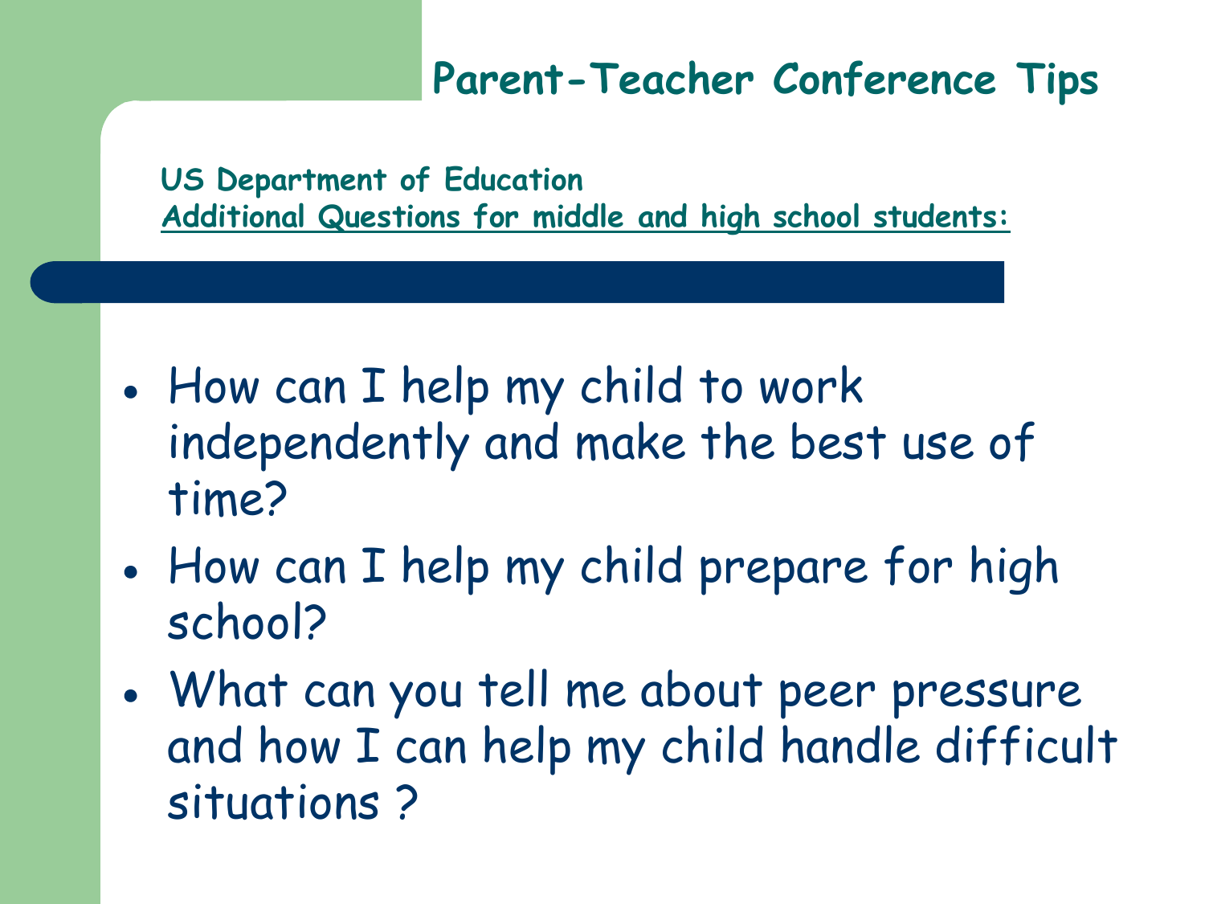# Parent-Teacher Conference Tips

**US Department of Education**
**Additional Questions for middle and high school students:**

- How can I help my child to work independently and make the best use of time?
- How can I help my child prepare for high school?
- What can you tell me about peer pressure and how I can help my child handle difficult situations ?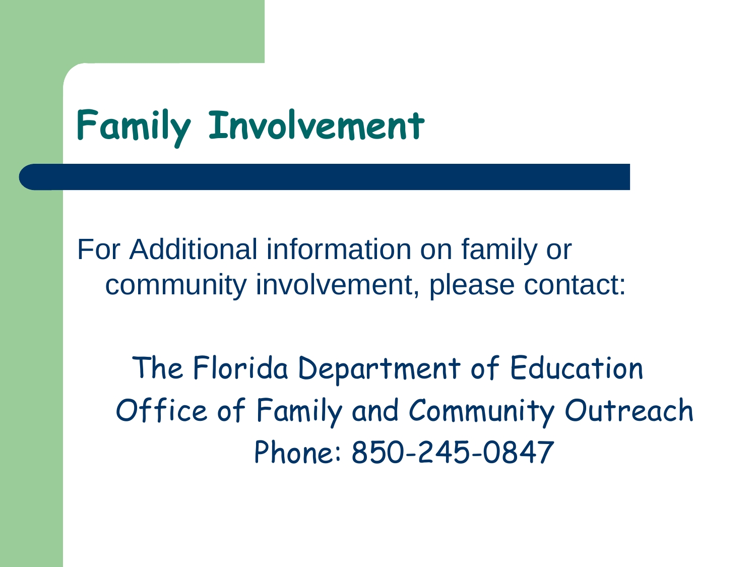# Family Involvement

For Additional information on family or community involvement, please contact:

The Florida Department of Education
Office of Family and Community Outreach
Phone: 850-245-0847